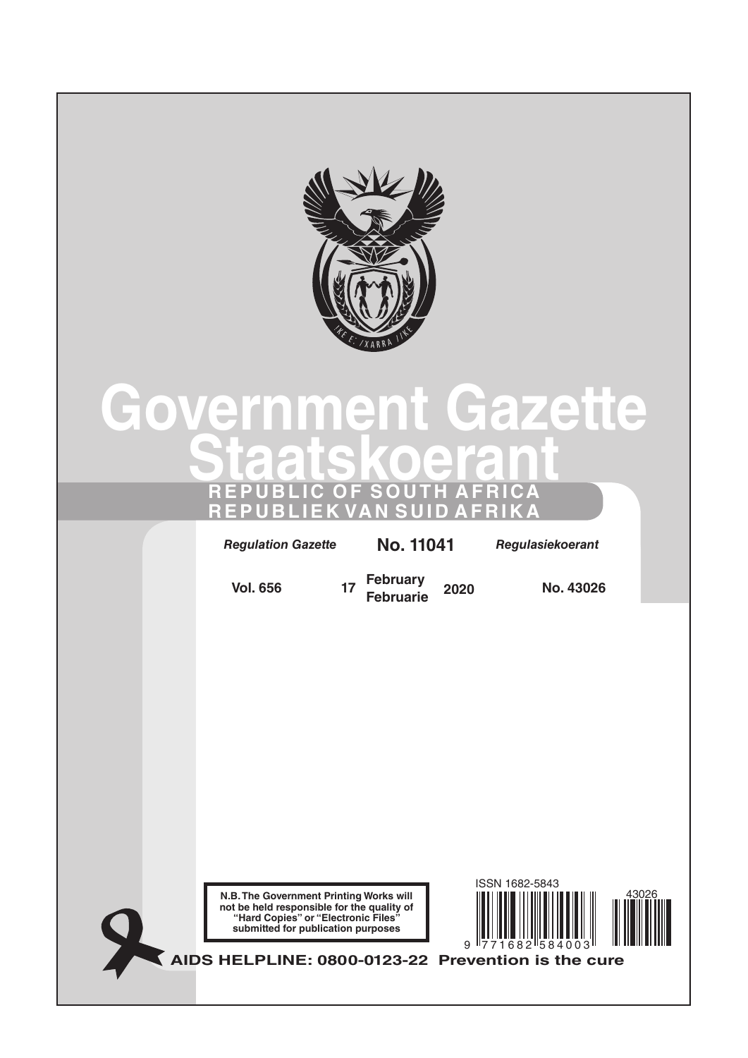# Government Gazette
# Staatskoerant

**REPUBLIC OF SOUTH AFRICA**
**REPUBLIEK VAN SUID AFRIKA**

*Regulation Gazette* **No. 11041** *Regulasiekoerant*

**Vol. 656** **17** **February Februarie** **2020** **No. 43026**

**N.B. The Government Printing Works will not be held responsible for the quality of "Hard Copies" or "Electronic Files" submitted for publication purposes**

ISSN 1682-5843

9 771682 584003

43026

**AIDS HELPLINE: 0800-0123-22 Prevention is the cure**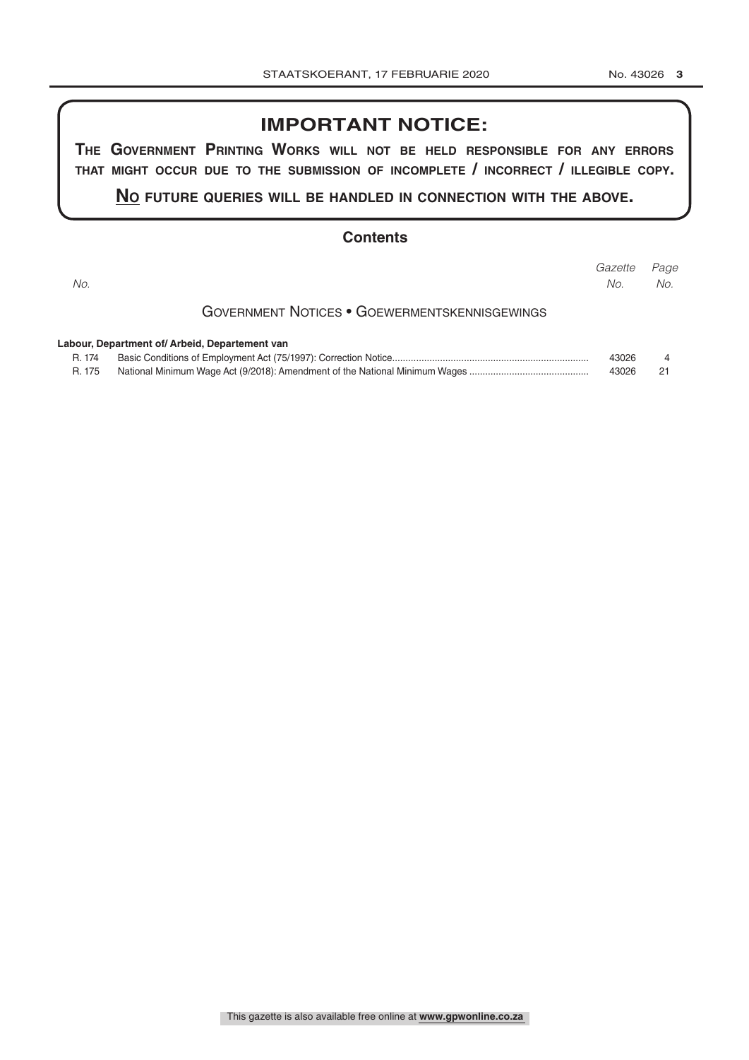## IMPORTANT NOTICE:

**THE GOVERNMENT PRINTING WORKS WILL NOT BE HELD RESPONSIBLE FOR ANY ERRORS THAT MIGHT OCCUR DUE TO THE SUBMISSION OF INCOMPLETE / INCORRECT / ILLEGIBLE COPY.**

**NO FUTURE QUERIES WILL BE HANDLED IN CONNECTION WITH THE ABOVE.**

## Contents

| No. | | Gazette No. | Page No. |
|---|---|---|---|
| | **GOVERNMENT NOTICES • GOEWERMENTSKENNISGEWINGS** | | |
| | **Labour, Department of/ Arbeid, Departement van** | | |
| R. 174 | Basic Conditions of Employment Act (75/1997): Correction Notice | 43026 | 4 |
| R. 175 | National Minimum Wage Act (9/2018): Amendment of the National Minimum Wages | 43026 | 21 |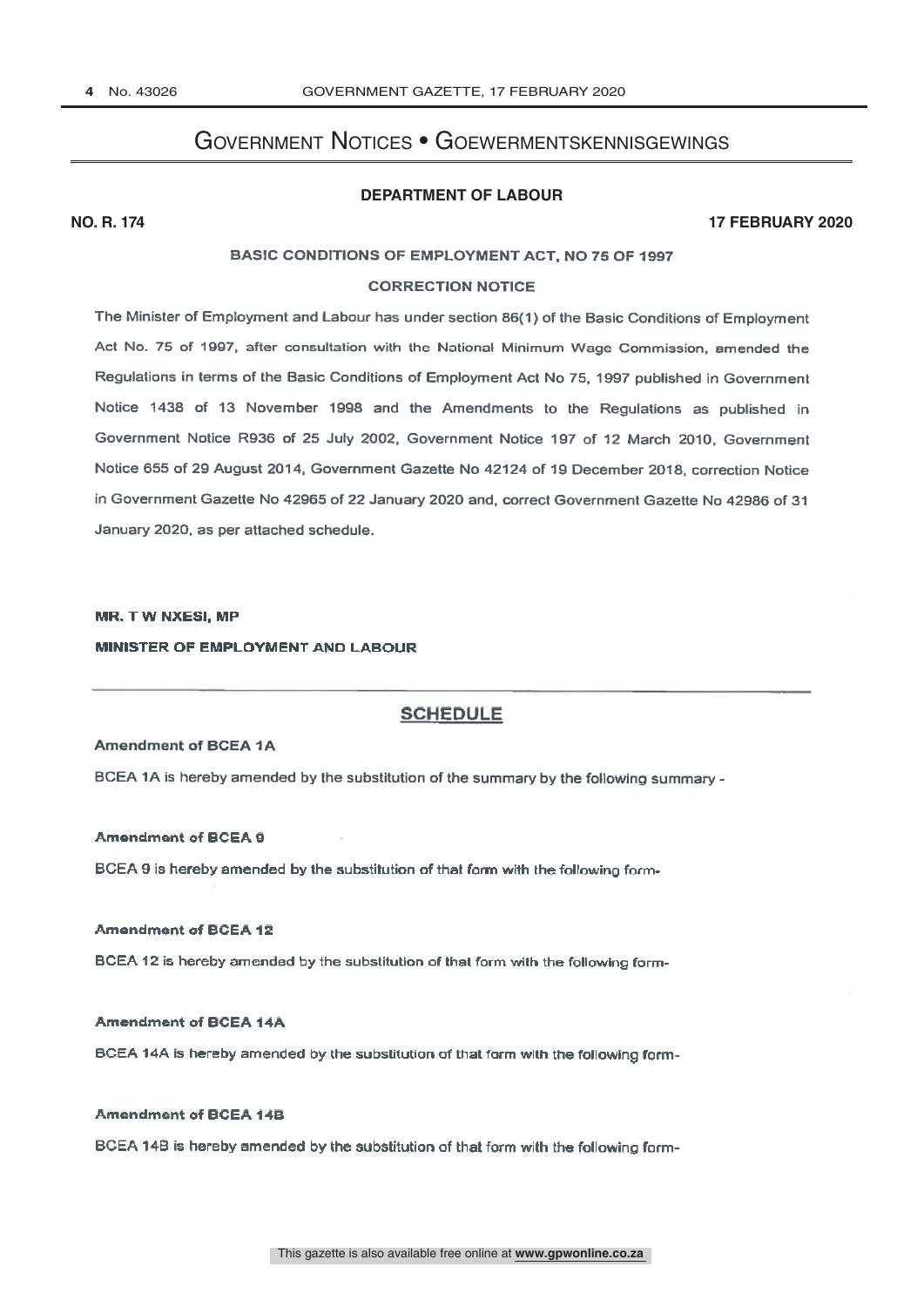# Government Notices • Goewermentskennisgewings

## DEPARTMENT OF LABOUR

**NO. R. 174** **17 FEBRUARY 2020**

### BASIC CONDITIONS OF EMPLOYMENT ACT, NO 75 OF 1997

### CORRECTION NOTICE

The Minister of Employment and Labour has under section 86(1) of the Basic Conditions of Employment Act No. 75 of 1997, after consultation with the National Minimum Wage Commission, amended the Regulations in terms of the Basic Conditions of Employment Act No 75, 1997 published in Government Notice 1438 of 13 November 1998 and the Amendments to the Regulations as published in Government Notice R936 of 25 July 2002, Government Notice 197 of 12 March 2010, Government Notice 655 of 29 August 2014, Government Gazette No 42124 of 19 December 2018, correction Notice in Government Gazette No 42965 of 22 January 2020 and, correct Government Gazette No 42986 of 31 January 2020, as per attached schedule.

**MR. T W NXESI, MP**

**MINISTER OF EMPLOYMENT AND LABOUR**

## SCHEDULE

**Amendment of BCEA 1A**

BCEA 1A is hereby amended by the substitution of the summary by the following summary -

**Amendment of BCEA 9**

BCEA 9 is hereby amended by the substitution of that form with the following form-

**Amendment of BCEA 12**

BCEA 12 is hereby amended by the substitution of that form with the following form-

**Amendment of BCEA 14A**

BCEA 14A is hereby amended by the substitution of that form with the following form-

**Amendment of BCEA 14B**

BCEA 14B is hereby amended by the substitution of that form with the following form-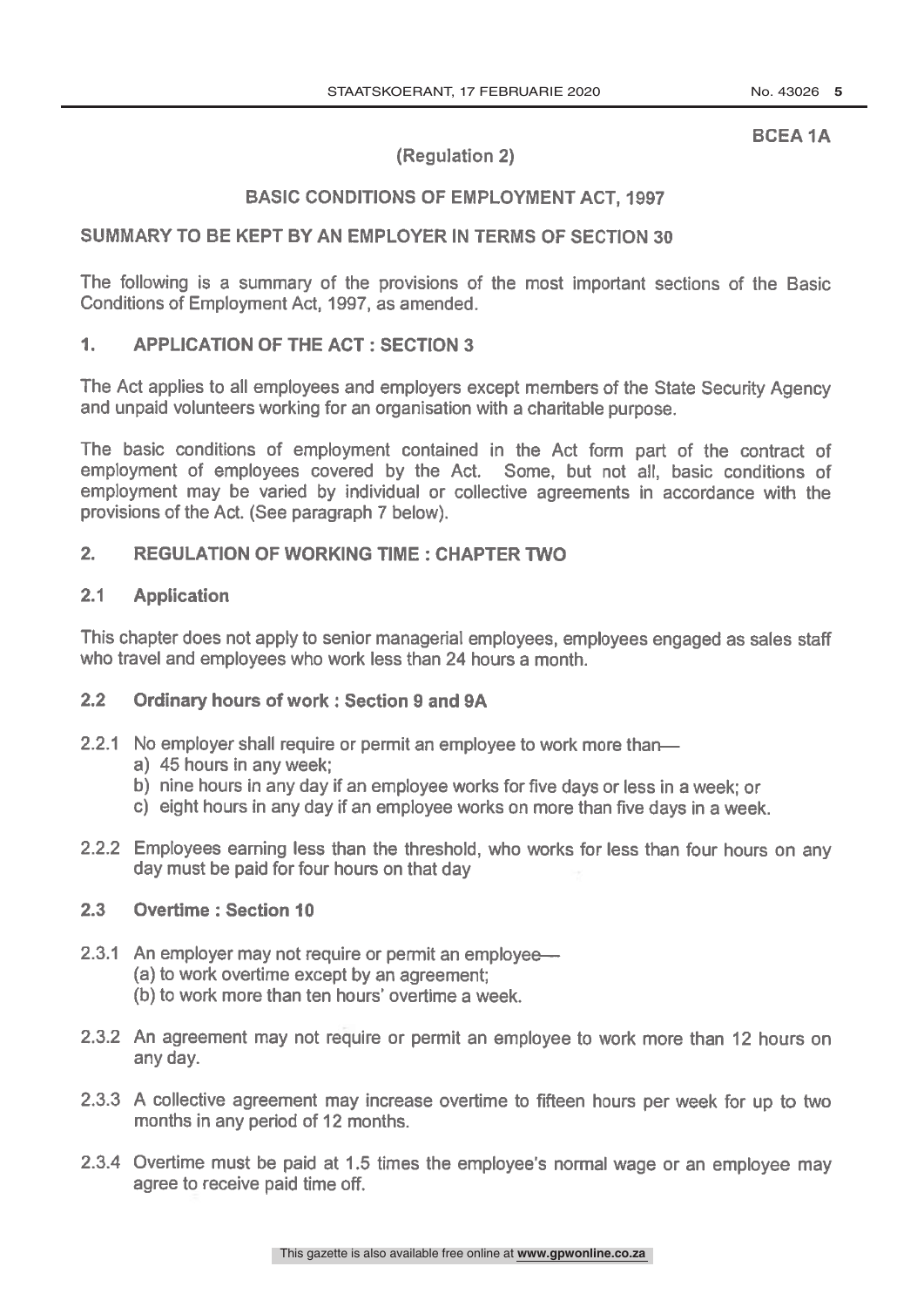**BCEA 1A**

**(Regulation 2)**

**BASIC CONDITIONS OF EMPLOYMENT ACT, 1997**

**SUMMARY TO BE KEPT BY AN EMPLOYER IN TERMS OF SECTION 30**

The following is a summary of the provisions of the most important sections of the Basic Conditions of Employment Act, 1997, as amended.

## 1. APPLICATION OF THE ACT : SECTION 3

The Act applies to all employees and employers except members of the State Security Agency and unpaid volunteers working for an organisation with a charitable purpose.

The basic conditions of employment contained in the Act form part of the contract of employment of employees covered by the Act. Some, but not all, basic conditions of employment may be varied by individual or collective agreements in accordance with the provisions of the Act. (See paragraph 7 below).

## 2. REGULATION OF WORKING TIME : CHAPTER TWO

### 2.1 Application

This chapter does not apply to senior managerial employees, employees engaged as sales staff who travel and employees who work less than 24 hours a month.

### 2.2 Ordinary hours of work : Section 9 and 9A

2.2.1 No employer shall require or permit an employee to work more than—

a) 45 hours in any week;

b) nine hours in any day if an employee works for five days or less in a week; or

c) eight hours in any day if an employee works on more than five days in a week.

2.2.2 Employees earning less than the threshold, who works for less than four hours on any day must be paid for four hours on that day

### 2.3 Overtime : Section 10

2.3.1 An employer may not require or permit an employee—

(a) to work overtime except by an agreement;

(b) to work more than ten hours' overtime a week.

2.3.2 An agreement may not require or permit an employee to work more than 12 hours on any day.

2.3.3 A collective agreement may increase overtime to fifteen hours per week for up to two months in any period of 12 months.

2.3.4 Overtime must be paid at 1.5 times the employee's normal wage or an employee may agree to receive paid time off.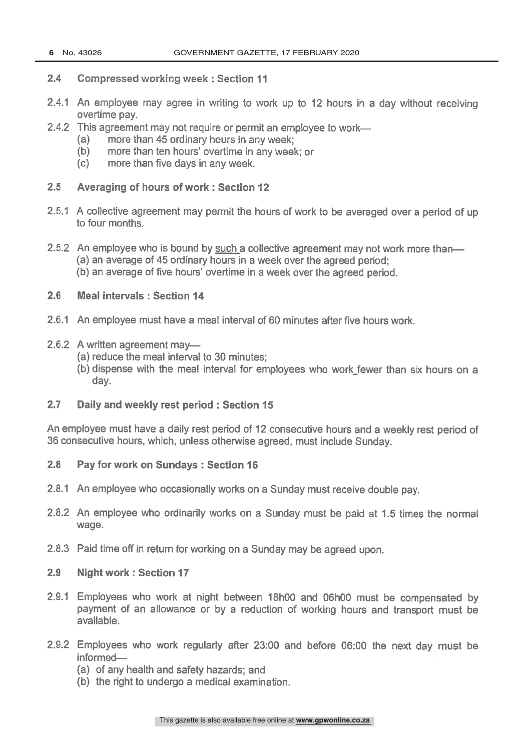### 2.4 Compressed working week : Section 11

2.4.1 An employee may agree in writing to work up to 12 hours in a day without receiving overtime pay.

2.4.2 This agreement may not require or permit an employee to work—
- (a) more than 45 ordinary hours in any week;
- (b) more than ten hours' overtime in any week; or
- (c) more than five days in any week.

### 2.5 Averaging of hours of work : Section 12

2.5.1 A collective agreement may permit the hours of work to be averaged over a period of up to four months.

2.5.2 An employee who is bound by <u>such</u> a collective agreement may not work more than—
- (a) an average of 45 ordinary hours in a week over the agreed period;
- (b) an average of five hours' overtime in a week over the agreed period.

### 2.6 Meal intervals : Section 14

2.6.1 An employee must have a meal interval of 60 minutes after five hours work.

2.6.2 A written agreement may—
- (a) reduce the meal interval to 30 minutes;
- (b) dispense with the meal interval for employees who work fewer than six hours on a day.

### 2.7 Daily and weekly rest period : Section 15

An employee must have a daily rest period of 12 consecutive hours and a weekly rest period of 36 consecutive hours, which, unless otherwise agreed, must include Sunday.

### 2.8 Pay for work on Sundays : Section 16

2.8.1 An employee who occasionally works on a Sunday must receive double pay.

2.8.2 An employee who ordinarily works on a Sunday must be paid at 1.5 times the normal wage.

2.8.3 Paid time off in return for working on a Sunday may be agreed upon.

### 2.9 Night work : Section 17

2.9.1 Employees who work at night between 18h00 and 06h00 must be compensated by payment of an allowance or by a reduction of working hours and transport must be available.

2.9.2 Employees who work regularly after 23:00 and before 06:00 the next day must be informed—
- (a) of any health and safety hazards; and
- (b) the right to undergo a medical examination.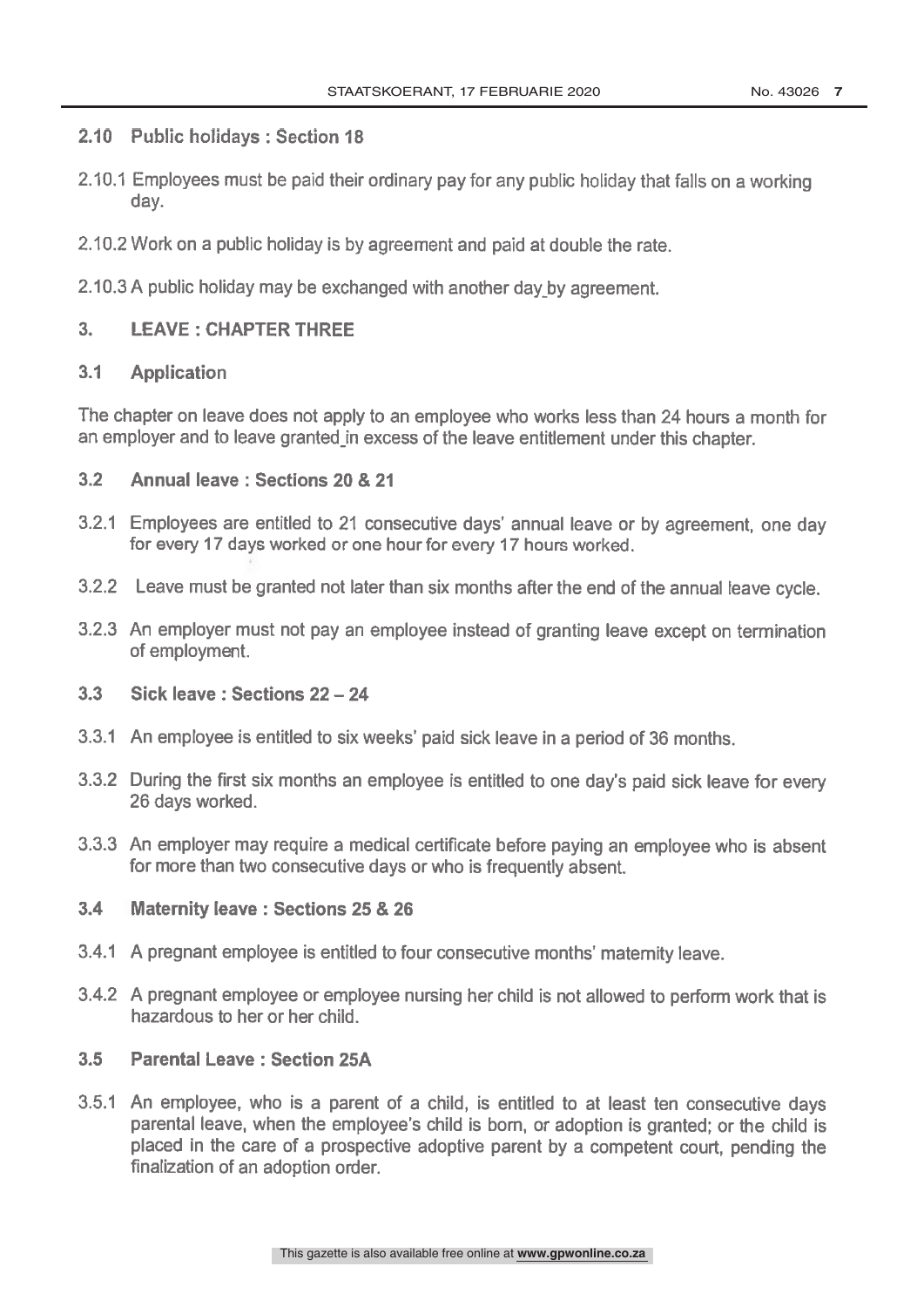### 2.10 Public holidays : Section 18

2.10.1 Employees must be paid their ordinary pay for any public holiday that falls on a working day.

2.10.2 Work on a public holiday is by agreement and paid at double the rate.

2.10.3 A public holiday may be exchanged with another day by agreement.

## 3. LEAVE : CHAPTER THREE

### 3.1 Application

The chapter on leave does not apply to an employee who works less than 24 hours a month for an employer and to leave granted in excess of the leave entitlement under this chapter.

### 3.2 Annual leave : Sections 20 & 21

3.2.1 Employees are entitled to 21 consecutive days' annual leave or by agreement, one day for every 17 days worked or one hour for every 17 hours worked.

3.2.2 Leave must be granted not later than six months after the end of the annual leave cycle.

3.2.3 An employer must not pay an employee instead of granting leave except on termination of employment.

### 3.3 Sick leave : Sections 22 – 24

3.3.1 An employee is entitled to six weeks' paid sick leave in a period of 36 months.

3.3.2 During the first six months an employee is entitled to one day's paid sick leave for every 26 days worked.

3.3.3 An employer may require a medical certificate before paying an employee who is absent for more than two consecutive days or who is frequently absent.

### 3.4 Maternity leave : Sections 25 & 26

3.4.1 A pregnant employee is entitled to four consecutive months' maternity leave.

3.4.2 A pregnant employee or employee nursing her child is not allowed to perform work that is hazardous to her or her child.

### 3.5 Parental Leave : Section 25A

3.5.1 An employee, who is a parent of a child, is entitled to at least ten consecutive days parental leave, when the employee's child is born, or adoption is granted; or the child is placed in the care of a prospective adoptive parent by a competent court, pending the finalization of an adoption order.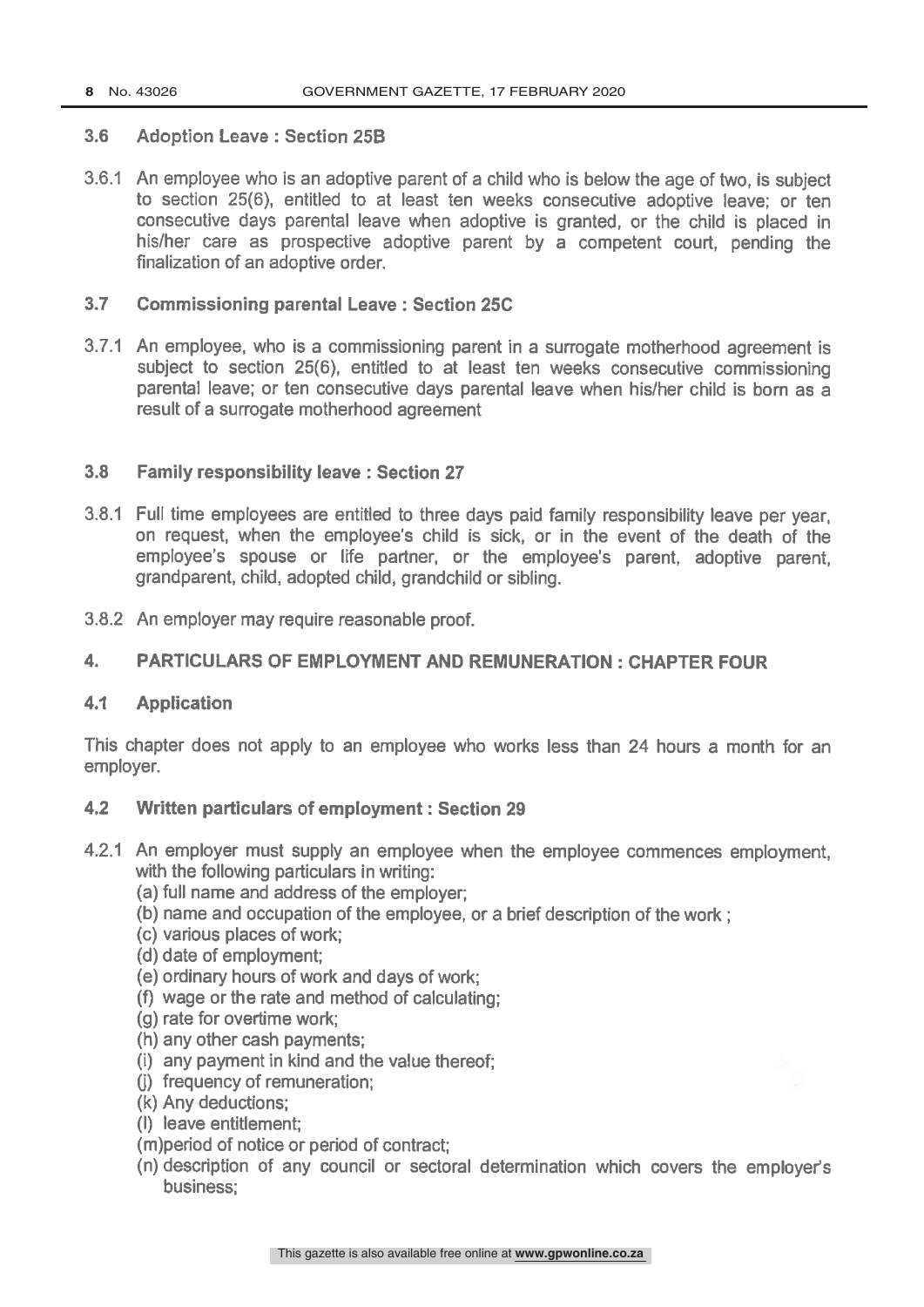### 3.6 Adoption Leave : Section 25B

3.6.1 An employee who is an adoptive parent of a child who is below the age of two, is subject to section 25(6), entitled to at least ten weeks consecutive adoptive leave; or ten consecutive days parental leave when adoptive is granted, or the child is placed in his/her care as prospective adoptive parent by a competent court, pending the finalization of an adoptive order.

### 3.7 Commissioning parental Leave : Section 25C

3.7.1 An employee, who is a commissioning parent in a surrogate motherhood agreement is subject to section 25(6), entitled to at least ten weeks consecutive commissioning parental leave; or ten consecutive days parental leave when his/her child is born as a result of a surrogate motherhood agreement

### 3.8 Family responsibility leave : Section 27

3.8.1 Full time employees are entitled to three days paid family responsibility leave per year, on request, when the employee's child is sick, or in the event of the death of the employee's spouse or life partner, or the employee's parent, adoptive parent, grandparent, child, adopted child, grandchild or sibling.

3.8.2 An employer may require reasonable proof.

## 4. PARTICULARS OF EMPLOYMENT AND REMUNERATION : CHAPTER FOUR

### 4.1 Application

This chapter does not apply to an employee who works less than 24 hours a month for an employer.

### 4.2 Written particulars of employment : Section 29

4.2.1 An employer must supply an employee when the employee commences employment, with the following particulars in writing:

(a) full name and address of the employer;
(b) name and occupation of the employee, or a brief description of the work ;
(c) various places of work;
(d) date of employment;
(e) ordinary hours of work and days of work;
(f) wage or the rate and method of calculating;
(g) rate for overtime work;
(h) any other cash payments;
(i) any payment in kind and the value thereof;
(j) frequency of remuneration;
(k) Any deductions;
(l) leave entitlement;
(m)period of notice or period of contract;
(n) description of any council or sectoral determination which covers the employer's business;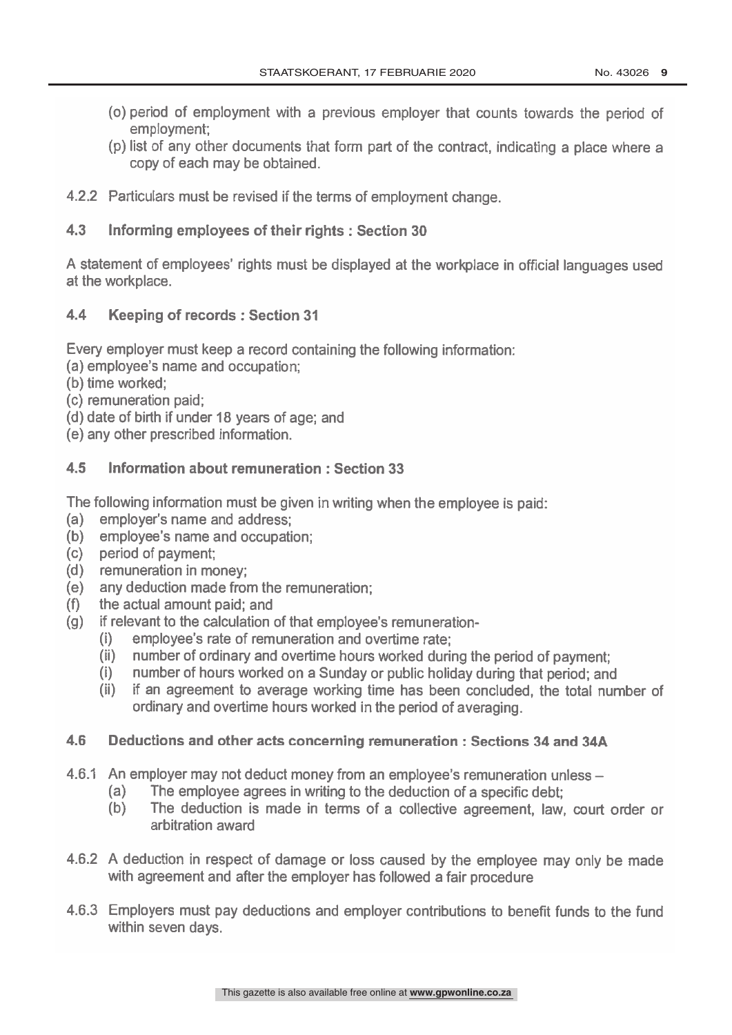(o) period of employment with a previous employer that counts towards the period of employment;

(p) list of any other documents that form part of the contract, indicating a place where a copy of each may be obtained.

4.2.2 Particulars must be revised if the terms of employment change.

### 4.3 Informing employees of their rights : Section 30

A statement of employees' rights must be displayed at the workplace in official languages used at the workplace.

### 4.4 Keeping of records : Section 31

Every employer must keep a record containing the following information:

(a) employee's name and occupation;
(b) time worked;
(c) remuneration paid;
(d) date of birth if under 18 years of age; and
(e) any other prescribed information.

### 4.5 Information about remuneration : Section 33

The following information must be given in writing when the employee is paid:

(a) employer's name and address;
(b) employee's name and occupation;
(c) period of payment;
(d) remuneration in money;
(e) any deduction made from the remuneration;
(f) the actual amount paid; and
(g) if relevant to the calculation of that employee's remuneration-
  - (i) employee's rate of remuneration and overtime rate;
  - (ii) number of ordinary and overtime hours worked during the period of payment;
  - (i) number of hours worked on a Sunday or public holiday during that period; and
  - (ii) if an agreement to average working time has been concluded, the total number of ordinary and overtime hours worked in the period of averaging.

### 4.6 Deductions and other acts concerning remuneration : Sections 34 and 34A

4.6.1 An employer may not deduct money from an employee's remuneration unless –

(a) The employee agrees in writing to the deduction of a specific debt;
(b) The deduction is made in terms of a collective agreement, law, court order or arbitration award

4.6.2 A deduction in respect of damage or loss caused by the employee may only be made with agreement and after the employer has followed a fair procedure

4.6.3 Employers must pay deductions and employer contributions to benefit funds to the fund within seven days.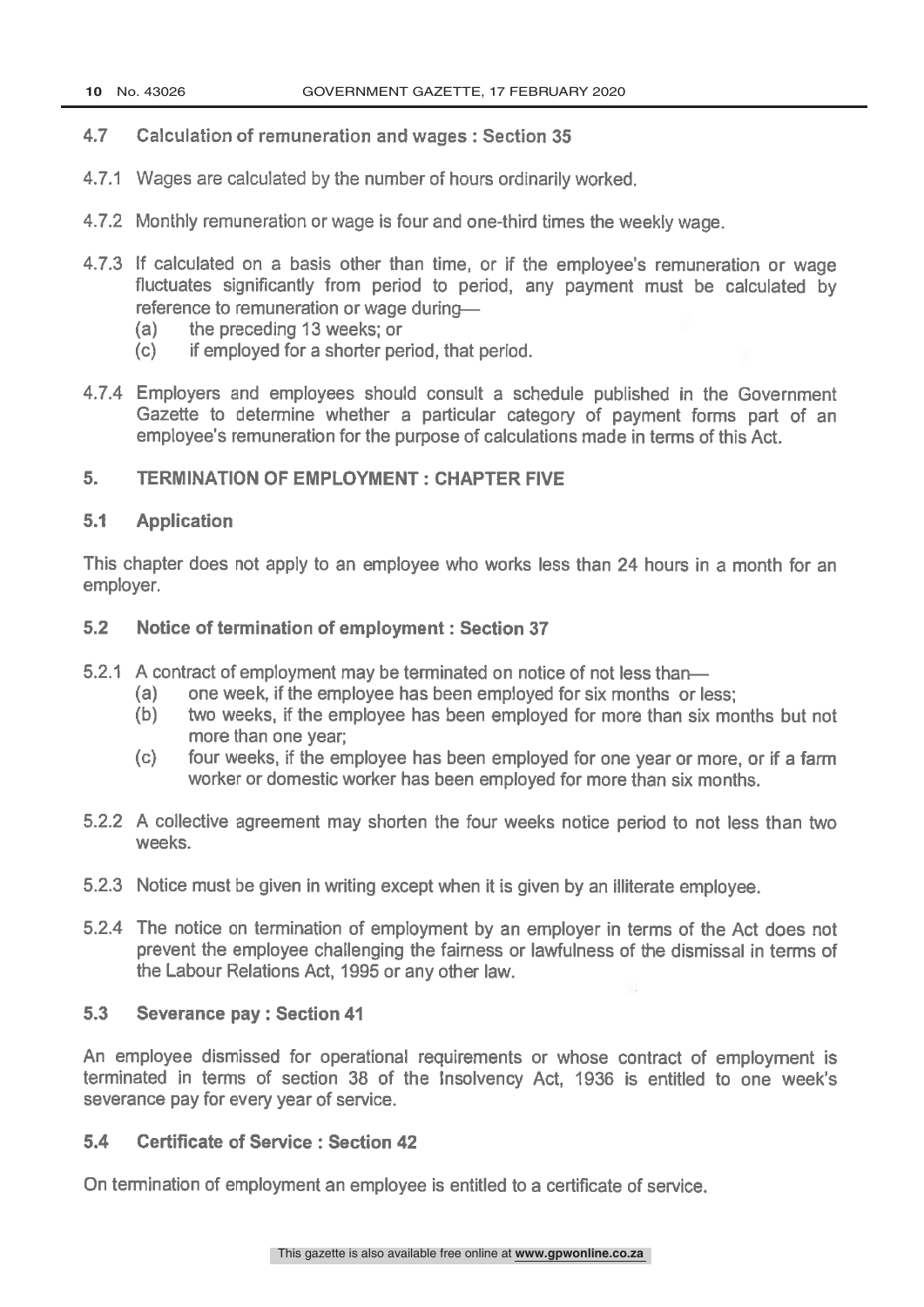### 4.7 Calculation of remuneration and wages : Section 35

4.7.1 Wages are calculated by the number of hours ordinarily worked.

4.7.2 Monthly remuneration or wage is four and one-third times the weekly wage.

4.7.3 If calculated on a basis other than time, or if the employee's remuneration or wage fluctuates significantly from period to period, any payment must be calculated by reference to remuneration or wage during—
- (a) the preceding 13 weeks; or
- (c) if employed for a shorter period, that period.

4.7.4 Employers and employees should consult a schedule published in the Government Gazette to determine whether a particular category of payment forms part of an employee's remuneration for the purpose of calculations made in terms of this Act.

## 5. TERMINATION OF EMPLOYMENT : CHAPTER FIVE

### 5.1 Application

This chapter does not apply to an employee who works less than 24 hours in a month for an employer.

### 5.2 Notice of termination of employment : Section 37

5.2.1 A contract of employment may be terminated on notice of not less than—
- (a) one week, if the employee has been employed for six months or less;
- (b) two weeks, if the employee has been employed for more than six months but not more than one year;
- (c) four weeks, if the employee has been employed for one year or more, or if a farm worker or domestic worker has been employed for more than six months.

5.2.2 A collective agreement may shorten the four weeks notice period to not less than two weeks.

5.2.3 Notice must be given in writing except when it is given by an illiterate employee.

5.2.4 The notice on termination of employment by an employer in terms of the Act does not prevent the employee challenging the fairness or lawfulness of the dismissal in terms of the Labour Relations Act, 1995 or any other law.

### 5.3 Severance pay : Section 41

An employee dismissed for operational requirements or whose contract of employment is terminated in terms of section 38 of the Insolvency Act, 1936 is entitled to one week's severance pay for every year of service.

### 5.4 Certificate of Service : Section 42

On termination of employment an employee is entitled to a certificate of service.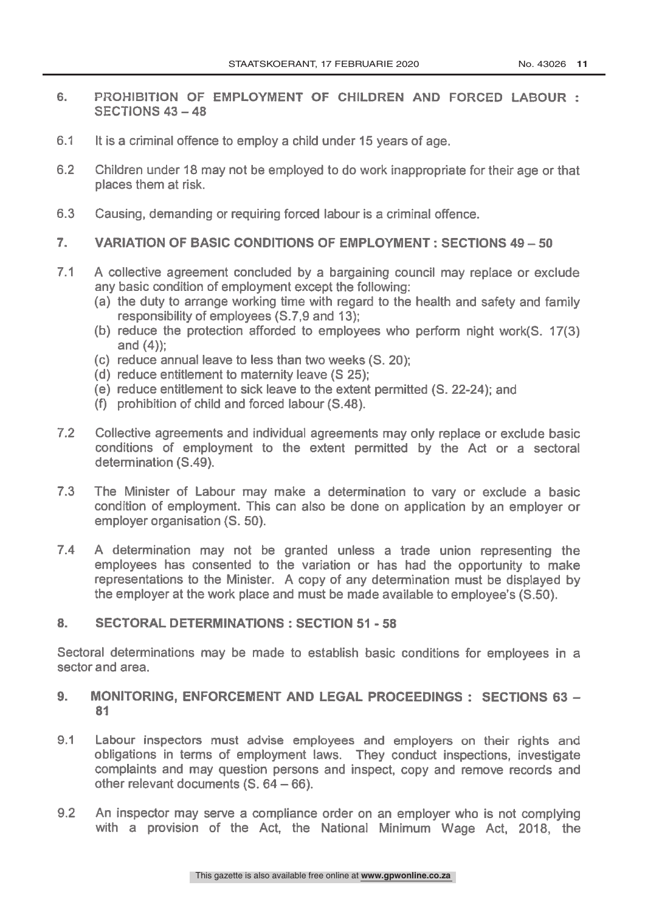## 6. PROHIBITION OF EMPLOYMENT OF CHILDREN AND FORCED LABOUR : SECTIONS 43 – 48

6.1 It is a criminal offence to employ a child under 15 years of age.

6.2 Children under 18 may not be employed to do work inappropriate for their age or that places them at risk.

6.3 Causing, demanding or requiring forced labour is a criminal offence.

## 7. VARIATION OF BASIC CONDITIONS OF EMPLOYMENT : SECTIONS 49 – 50

7.1 A collective agreement concluded by a bargaining council may replace or exclude any basic condition of employment except the following:

(a) the duty to arrange working time with regard to the health and safety and family responsibility of employees (S.7,9 and 13);

(b) reduce the protection afforded to employees who perform night work(S. 17(3) and (4));

(c) reduce annual leave to less than two weeks (S. 20);

(d) reduce entitlement to maternity leave (S 25);

(e) reduce entitlement to sick leave to the extent permitted (S. 22-24); and

(f) prohibition of child and forced labour (S.48).

7.2 Collective agreements and individual agreements may only replace or exclude basic conditions of employment to the extent permitted by the Act or a sectoral determination (S.49).

7.3 The Minister of Labour may make a determination to vary or exclude a basic condition of employment. This can also be done on application by an employer or employer organisation (S. 50).

7.4 A determination may not be granted unless a trade union representing the employees has consented to the variation or has had the opportunity to make representations to the Minister. A copy of any determination must be displayed by the employer at the work place and must be made available to employee's (S.50).

## 8. SECTORAL DETERMINATIONS : SECTION 51 - 58

Sectoral determinations may be made to establish basic conditions for employees in a sector and area.

## 9. MONITORING, ENFORCEMENT AND LEGAL PROCEEDINGS : SECTIONS 63 – 81

9.1 Labour inspectors must advise employees and employers on their rights and obligations in terms of employment laws. They conduct inspections, investigate complaints and may question persons and inspect, copy and remove records and other relevant documents (S. 64 – 66).

9.2 An inspector may serve a compliance order on an employer who is not complying with a provision of the Act, the National Minimum Wage Act, 2018, the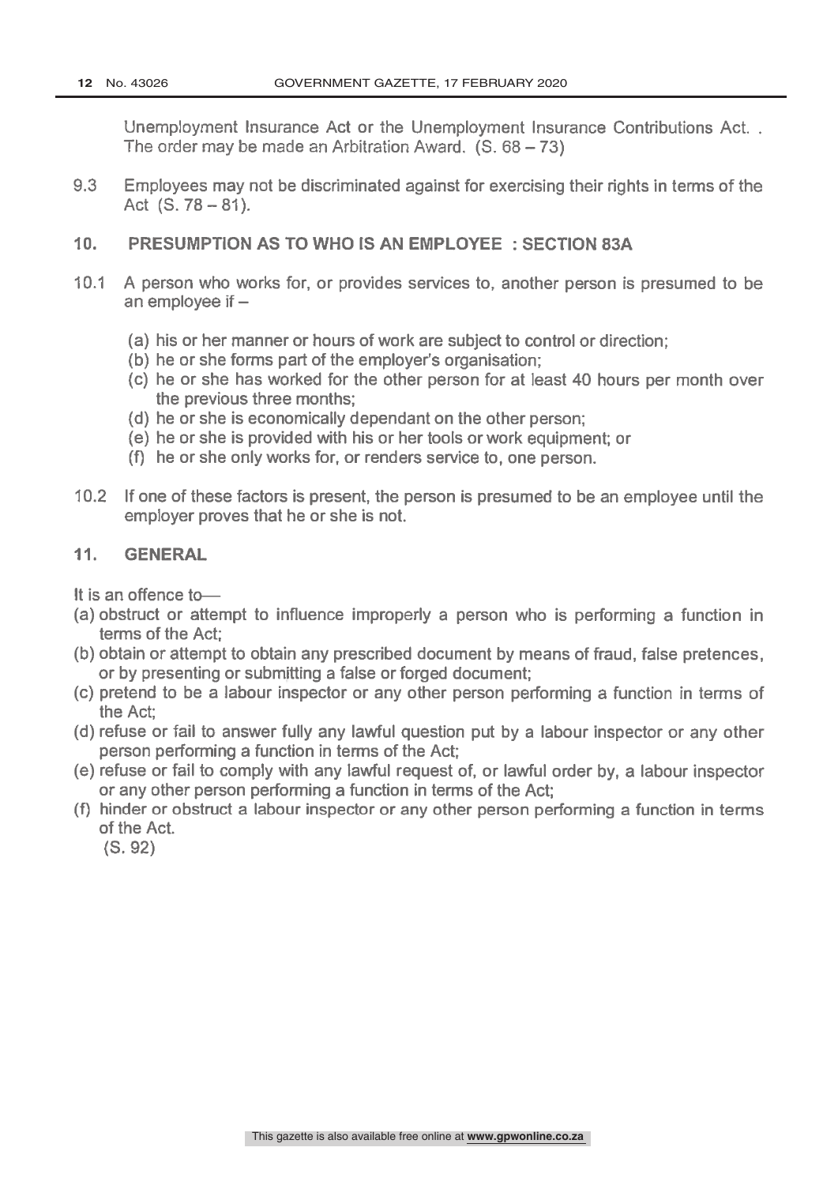Unemployment Insurance Act or the Unemployment Insurance Contributions Act. . The order may be made an Arbitration Award. (S. 68 – 73)

9.3 Employees may not be discriminated against for exercising their rights in terms of the Act (S. 78 – 81).

## 10. PRESUMPTION AS TO WHO IS AN EMPLOYEE : SECTION 83A

10.1 A person who works for, or provides services to, another person is presumed to be an employee if –

- (a) his or her manner or hours of work are subject to control or direction;
- (b) he or she forms part of the employer's organisation;
- (c) he or she has worked for the other person for at least 40 hours per month over the previous three months;
- (d) he or she is economically dependant on the other person;
- (e) he or she is provided with his or her tools or work equipment; or
- (f) he or she only works for, or renders service to, one person.

10.2 If one of these factors is present, the person is presumed to be an employee until the employer proves that he or she is not.

## 11. GENERAL

It is an offence to—

- (a) obstruct or attempt to influence improperly a person who is performing a function in terms of the Act;
- (b) obtain or attempt to obtain any prescribed document by means of fraud, false pretences, or by presenting or submitting a false or forged document;
- (c) pretend to be a labour inspector or any other person performing a function in terms of the Act;
- (d) refuse or fail to answer fully any lawful question put by a labour inspector or any other person performing a function in terms of the Act;
- (e) refuse or fail to comply with any lawful request of, or lawful order by, a labour inspector or any other person performing a function in terms of the Act;
- (f) hinder or obstruct a labour inspector or any other person performing a function in terms of the Act.

(S. 92)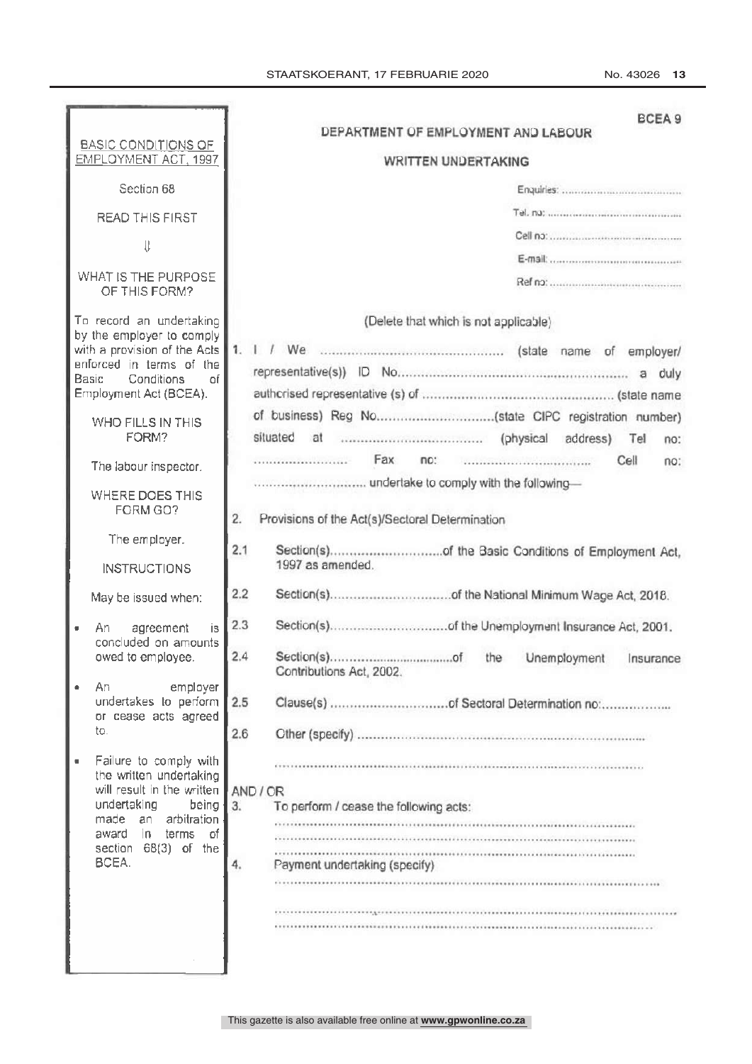BCEA 9

**BASIC CONDITIONS OF EMPLOYMENT ACT, 1997**

Section 68

READ THIS FIRST

⇓

**WHAT IS THE PURPOSE OF THIS FORM?**

To record an undertaking by the employer to comply with a provision of the Acts enforced in terms of the Basic Conditions of Employment Act (BCEA).

**WHO FILLS IN THIS FORM?**

The labour inspector.

**WHERE DOES THIS FORM GO?**

The employer.

**INSTRUCTIONS**

May be issued when:

- An agreement is concluded on amounts owed to employee.
- An employer undertakes to perform or cease acts agreed to.
- Failure to comply with the written undertaking will result in the written undertaking being made an arbitration award in terms of section 68(3) of the BCEA.

## DEPARTMENT OF EMPLOYMENT AND LABOUR

### WRITTEN UNDERTAKING

Enquiries: ....................................

Tel. no: ....................................

Cell no: ....................................

E-mail: ....................................

Ref no: ....................................

(Delete that which is not applicable)

1. I / We .............................................. (state name of employer/ representative(s)) ID No.......................................................... a duly authorised representative (s) of ................................................ (state name of business) Reg No.............................(state CIPC registration number) situated at .................................. (physical address) Tel no: ........................ Fax no: ................................ Cell no: ........................... undertake to comply with the following—

2. Provisions of the Act(s)/Sectoral Determination

2.1 Section(s)............................of the Basic Conditions of Employment Act, 1997 as amended.

2.2 Section(s)..............................of the National Minimum Wage Act, 2018.

2.3 Section(s)..............................of the Unemployment Insurance Act, 2001.

2.4 Section(s)..................................of the Unemployment Insurance Contributions Act, 2002.

2.5 Clause(s) .............................of Sectoral Determination no:..................

2.6 Other (specify) ........................................................................

..........................................................................................

AND / OR

3. To perform / cease the following acts:

..........................................................................................

..........................................................................................

..........................................................................................

4. Payment undertaking (specify)

..........................................................................................

..........................................................................................

..........................................................................................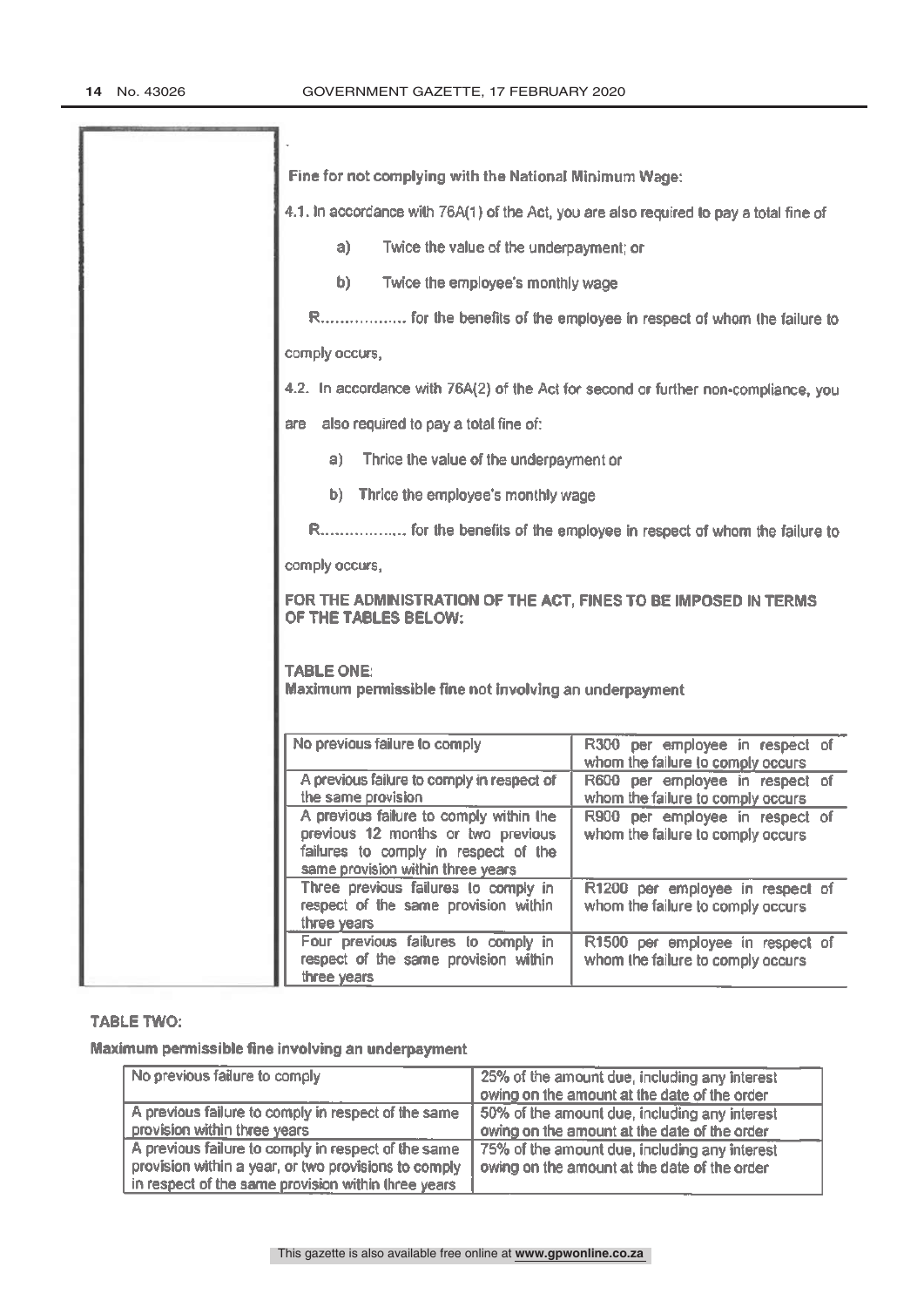**Fine for not complying with the National Minimum Wage:**

4.1. In accordance with 76A(1) of the Act, you are also required to pay a total fine of

a) Twice the value of the underpayment; or

b) Twice the employee's monthly wage

R.................. for the benefits of the employee in respect of whom the failure to comply occurs,

4.2. In accordance with 76A(2) of the Act for second or further non-compliance, you are also required to pay a total fine of:

a) Thrice the value of the underpayment or

b) Thrice the employee's monthly wage

R.................. for the benefits of the employee in respect of whom the failure to comply occurs,

**FOR THE ADMINISTRATION OF THE ACT, FINES TO BE IMPOSED IN TERMS OF THE TABLES BELOW:**

**TABLE ONE:**
**Maximum permissible fine not involving an underpayment**

| No previous failure to comply | R300 per employee in respect of whom the failure to comply occurs |
|---|---|
| A previous failure to comply in respect of the same provision | R600 per employee in respect of whom the failure to comply occurs |
| A previous failure to comply within the previous 12 months or two previous failures to comply in respect of the same provision within three years | R900 per employee in respect of whom the failure to comply occurs |
| Three previous failures to comply in respect of the same provision within three years | R1200 per employee in respect of whom the failure to comply occurs |
| Four previous failures to comply in respect of the same provision within three years | R1500 per employee in respect of whom the failure to comply occurs |

**TABLE TWO:**

**Maximum permissible fine involving an underpayment**

| No previous failure to comply | 25% of the amount due, including any interest owing on the amount at the date of the order |
|---|---|
| A previous failure to comply in respect of the same provision within three years | 50% of the amount due, including any interest owing on the amount at the date of the order |
| A previous failure to comply in respect of the same provision within a year, or two provisions to comply in respect of the same provision within three years | 75% of the amount due, including any interest owing on the amount at the date of the order |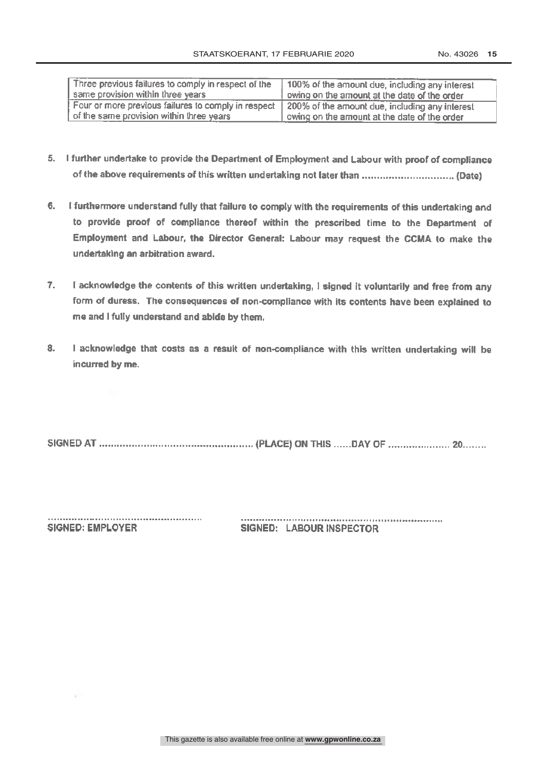| Three previous failures to comply in respect of the same provision within three years | 100% of the amount due, including any interest owing on the amount at the date of the order |
|---|---|
| Four or more previous failures to comply in respect of the same provision within three years | 200% of the amount due, including any interest owing on the amount at the date of the order |

5. **I further undertake to provide the Department of Employment and Labour with proof of compliance of the above requirements of this written undertaking not later than ............................. (Date)**

6. **I furthermore understand fully that failure to comply with the requirements of this undertaking and to provide proof of compliance thereof within the prescribed time to the Department of Employment and Labour, the Director General: Labour may request the CCMA to make the undertaking an arbitration award.**

7. **I acknowledge the contents of this written undertaking, I signed it voluntarily and free from any form of duress. The consequences of non-compliance with its contents have been explained to me and I fully understand and abide by them.**

8. **I acknowledge that costs as a result of non-compliance with this written undertaking will be incurred by me.**

**SIGNED AT .................................................. (PLACE) ON THIS ......DAY OF .................... 20........**

..................................................
**SIGNED: EMPLOYER**

..................................................................
**SIGNED: LABOUR INSPECTOR**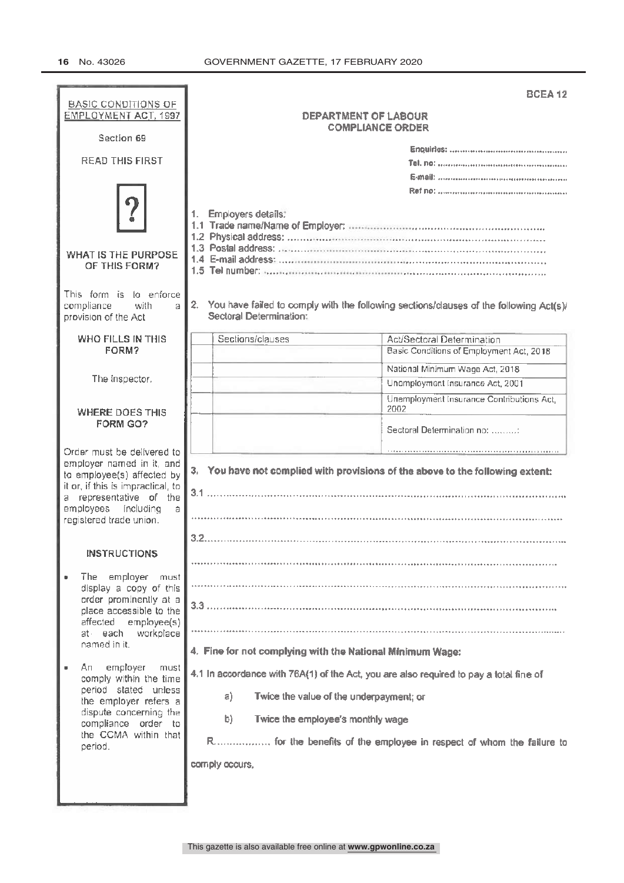**BASIC CONDITIONS OF EMPLOYMENT ACT, 1997**

Section 69

READ THIS FIRST

**WHAT IS THE PURPOSE OF THIS FORM?**

This form is to enforce compliance with a provision of the Act

**WHO FILLS IN THIS FORM?**

The inspector.

**WHERE DOES THIS FORM GO?**

Order must be delivered to employer named in it, and to employee(s) affected by it or, if this is impractical, to a representative of the employees including a registered trade union.

**INSTRUCTIONS**

- The employer must display a copy of this order prominently at a place accessible to the affected employee(s) at each workplace named in it.
- An employer must comply within the time period stated unless the employer refers a dispute concerning the compliance order to the CCMA within that period.

---

BCEA 12

**DEPARTMENT OF LABOUR**
**COMPLIANCE ORDER**

**Enquiries:** ..........................................
**Tel. no:** ..........................................
**E-mail:** ..........................................
**Ref no:** ..........................................

1. Employers details:
1.1 Trade name/Name of Employer: ..........................................
1.2 Physical address: ..........................................
1.3 Postal address: ..........................................
1.4 E-mail address: ..........................................
1.5 Tel number: ..........................................

2. You have failed to comply with the following sections/clauses of the following Act(s)/ Sectoral Determination:

| | Sections/clauses | Act/Sectoral Determination |
|---|---|---|
| | | Basic Conditions of Employment Act, 2018 |
| | | National Minimum Wage Act, 2018 |
| | | Unemployment Insurance Act, 2001 |
| | | Unemployment Insurance Contributions Act, 2002 |
| | | Sectoral Determination no: .........: .......................................... |

**3. You have not complied with provisions of the above to the following extent:**

3.1 ..........................................

..........................................

3.2..........................................

..........................................

..........................................

3.3 ..........................................

..........................................

**4. Fine for not complying with the National Minimum Wage:**

4.1 In accordance with 76A(1) of the Act, you are also required to pay a total fine of

a) Twice the value of the underpayment; or

b) Twice the employee's monthly wage

R................ for the benefits of the employee in respect of whom the failure to comply occurs.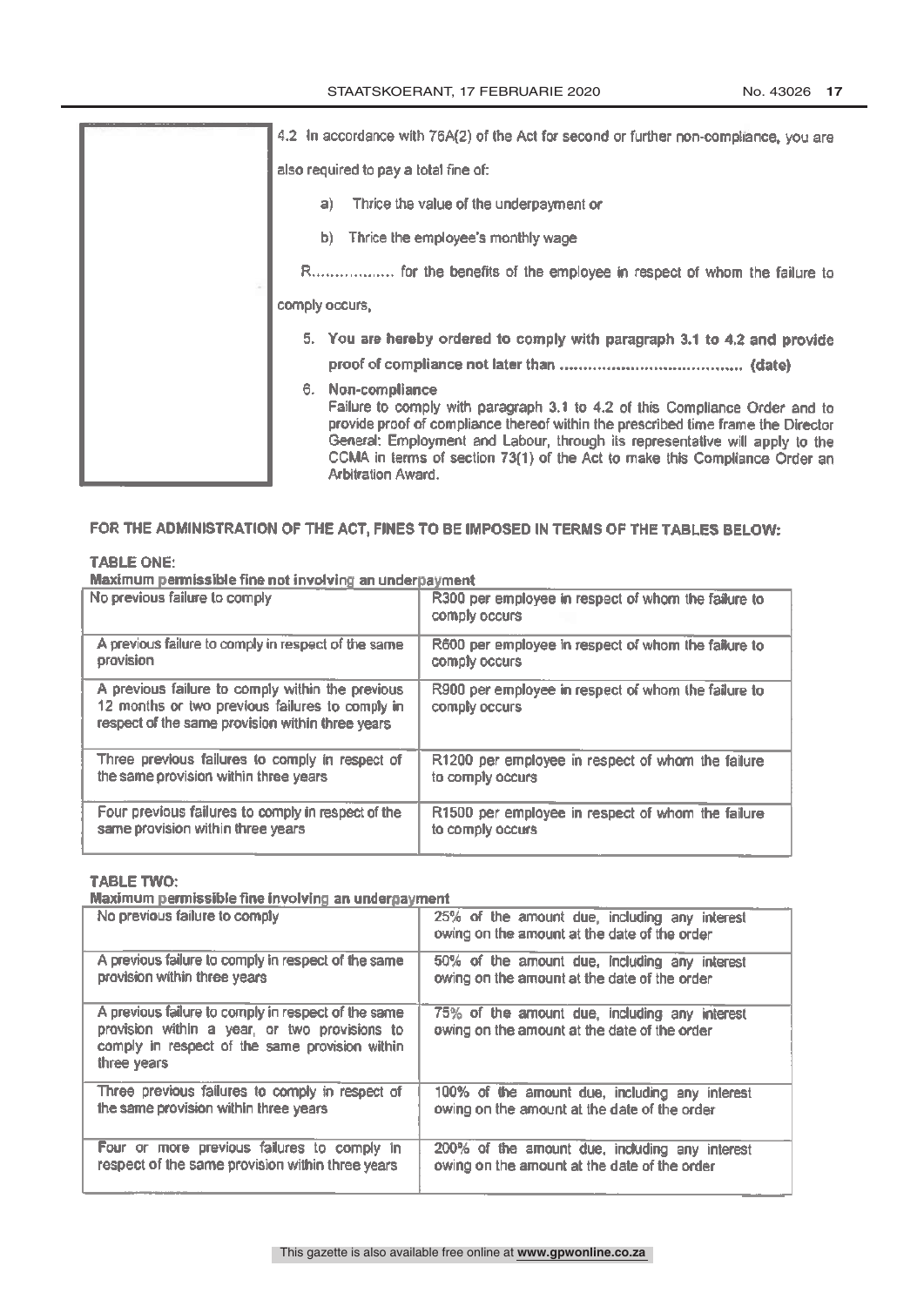4.2 In accordance with 76A(2) of the Act for second or further non-compliance, you are also required to pay a total fine of:

a) Thrice the value of the underpayment or

b) Thrice the employee's monthly wage

R.................. for the benefits of the employee in respect of whom the failure to comply occurs,

5. **You are hereby ordered to comply with paragraph 3.1 to 4.2 and provide proof of compliance not later than ....................................... (date)**

6. **Non-compliance**
   Failure to comply with paragraph 3.1 to 4.2 of this Compliance Order and to provide proof of compliance thereof within the prescribed time frame the Director General: Employment and Labour, through its representative will apply to the CCMA in terms of section 73(1) of the Act to make this Compliance Order an Arbitration Award.

**FOR THE ADMINISTRATION OF THE ACT, FINES TO BE IMPOSED IN TERMS OF THE TABLES BELOW:**

**TABLE ONE:**
**Maximum permissible fine not involving an underpayment**

| No previous failure to comply | R300 per employee in respect of whom the failure to comply occurs |
|---|---|
| A previous failure to comply in respect of the same provision | R600 per employee in respect of whom the failure to comply occurs |
| A previous failure to comply within the previous 12 months or two previous failures to comply in respect of the same provision within three years | R900 per employee in respect of whom the failure to comply occurs |
| Three previous failures to comply in respect of the same provision within three years | R1200 per employee in respect of whom the failure to comply occurs |
| Four previous failures to comply in respect of the same provision within three years | R1500 per employee in respect of whom the failure to comply occurs |

**TABLE TWO:**
**Maximum permissible fine involving an underpayment**

| No previous failure to comply | 25% of the amount due, including any interest owing on the amount at the date of the order |
|---|---|
| A previous failure to comply in respect of the same provision within three years | 50% of the amount due, including any interest owing on the amount at the date of the order |
| A previous failure to comply in respect of the same provision within a year, or two provisions to comply in respect of the same provision within three years | 75% of the amount due, including any interest owing on the amount at the date of the order |
| Three previous failures to comply in respect of the same provision within three years | 100% of the amount due, including any interest owing on the amount at the date of the order |
| Four or more previous failures to comply in respect of the same provision within three years | 200% of the amount due, including any interest owing on the amount at the date of the order |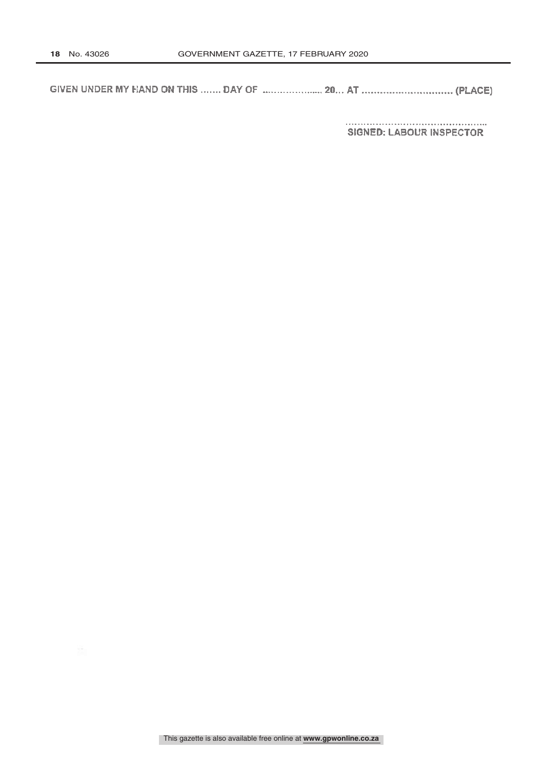GIVEN UNDER MY HAND ON THIS ……. DAY OF ..……………..... 20… AT ………………………….. (PLACE)

……………………………………………..
SIGNED: LABOUR INSPECTOR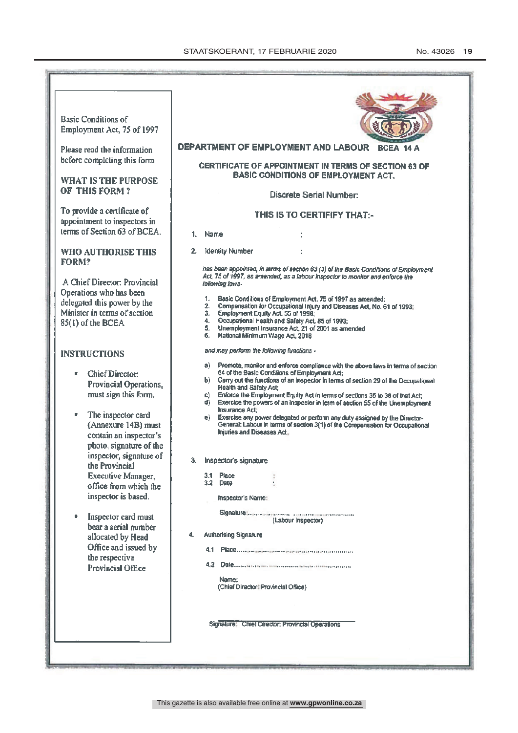Basic Conditions of Employment Act, 75 of 1997

Please read the information before completing this form

**WHAT IS THE PURPOSE OF THIS FORM?**

To provide a certificate of appointment to inspectors in terms of Section 63 of BCEA.

**WHO AUTHORISE THIS FORM?**

A Chief Director: Provincial Operations who has been delegated this power by the Minister in terms of section 85(1) of the BCEA

**INSTRUCTIONS**

- Chief Director: Provincial Operations, must sign this form.
- The inspector card (Annexure 14B) must contain an inspector's photo, signature of the inspector, signature of the Provincial Executive Manager, office from which the inspector is based.
- Inspector card must bear a serial number allocated by Head Office and issued by the respective Provincial Office

**DEPARTMENT OF EMPLOYMENT AND LABOUR BCEA 14 A**

**CERTIFICATE OF APPOINTMENT IN TERMS OF SECTION 63 OF BASIC CONDITIONS OF EMPLOYMENT ACT.**

Discrete Serial Number:

**THIS IS TO CERTIFIFY THAT:-**

1. Name :
2. Identity Number :

*has been appointed, in terms of section 63 (3) of the Basic Conditions of Employment Act, 75 of 1997, as amended, as a labour inspector to monitor and enforce the following laws-*

1. Basic Conditions of Employment Act, 75 of 1997 as amended;
2. Compensation for Occupational Injury and Diseases Act, No. 61 of 1993;
3. Employment Equity Act, 55 of 1998;
4. Occupational Health and Safety Act, 85 of 1993;
5. Unemployment Insurance Act, 21 of 2001 as amended
6. National Minimum Wage Act, 2018

*and may perform the following functions -*

a) Promote, monitor and enforce compliance with the above laws in terms of section 64 of the Basic Conditions of Employment Act;
b) Carry out the functions of an inspector in terms of section 29 of the Occupational Health and Safety Act;
c) Enforce the Employment Equity Act in terms of sections 35 to 38 of that Act;
d) Exercise the powers of an inspector in term of section 55 of the Unemployment Insurance Act;
e) Exercise any power delegated or perform any duty assigned by the Director-General: Labour in terms of section 3(1) of the Compensation for Occupational Injuries and Diseases Act.

3. Inspector's signature

   3.1 Place :
   3.2 Date :

   Inspector's Name:

   Signature:..................................................
   (Labour Inspector)

4. Authorising Signature

   4.1 Place..................................................

   4.2 Date..................................................

   Name:
   (Chief Director: Provincial Office)

Signature: Chief Director: Provincial Operations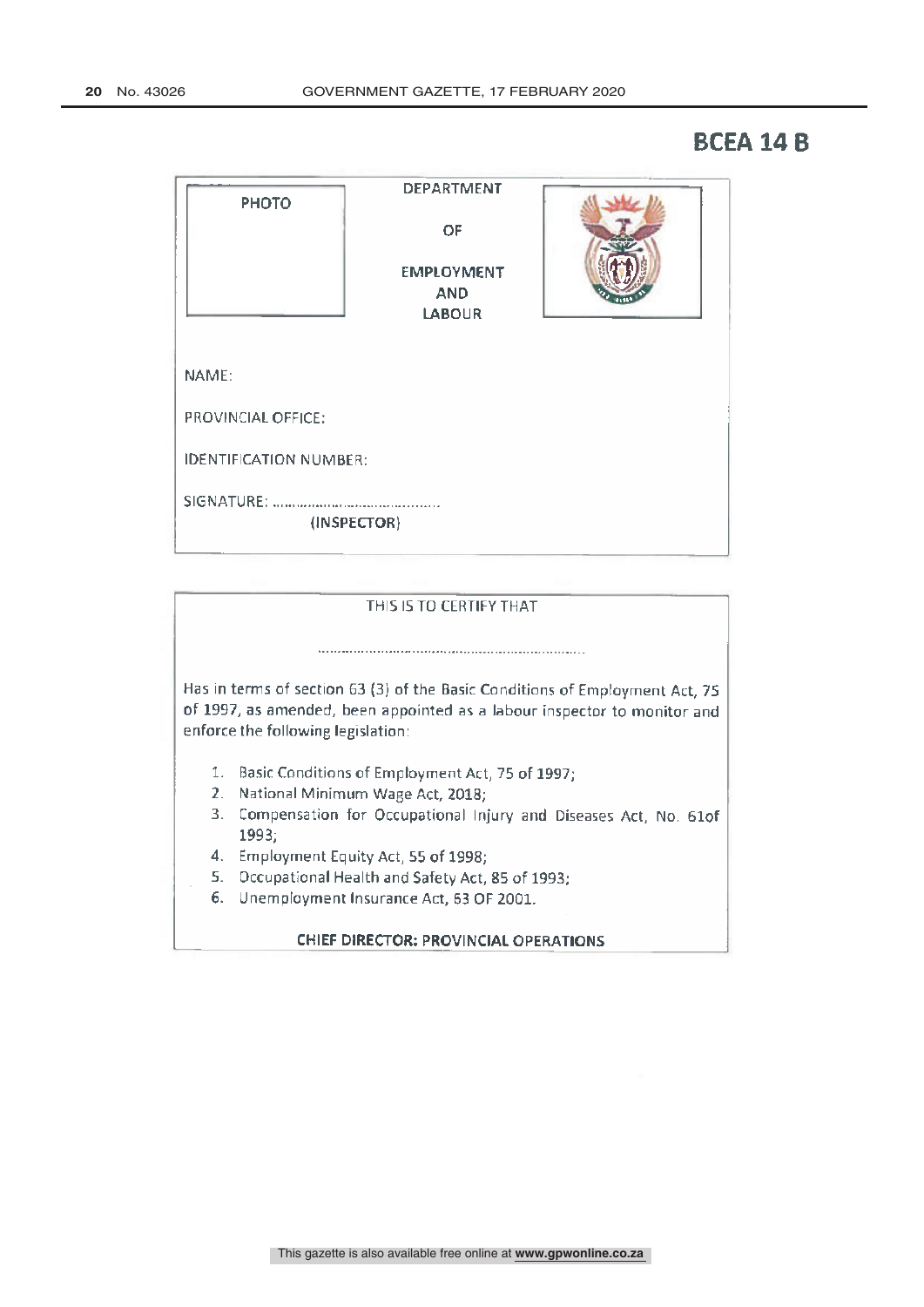# BCEA 14 B

PHOTO

DEPARTMENT

OF

EMPLOYMENT
AND
LABOUR

NAME:

PROVINCIAL OFFICE:

IDENTIFICATION NUMBER:

SIGNATURE: ..........................................
(INSPECTOR)

---

THIS IS TO CERTIFY THAT

..........................................................................

Has in terms of section 63 (3) of the Basic Conditions of Employment Act, 75 of 1997, as amended, been appointed as a labour inspector to monitor and enforce the following legislation:

1. Basic Conditions of Employment Act, 75 of 1997;
2. National Minimum Wage Act, 2018;
3. Compensation for Occupational Injury and Diseases Act, No. 61of 1993;
4. Employment Equity Act, 55 of 1998;
5. Occupational Health and Safety Act, 85 of 1993;
6. Unemployment Insurance Act, 63 OF 2001.

**CHIEF DIRECTOR: PROVINCIAL OPERATIONS**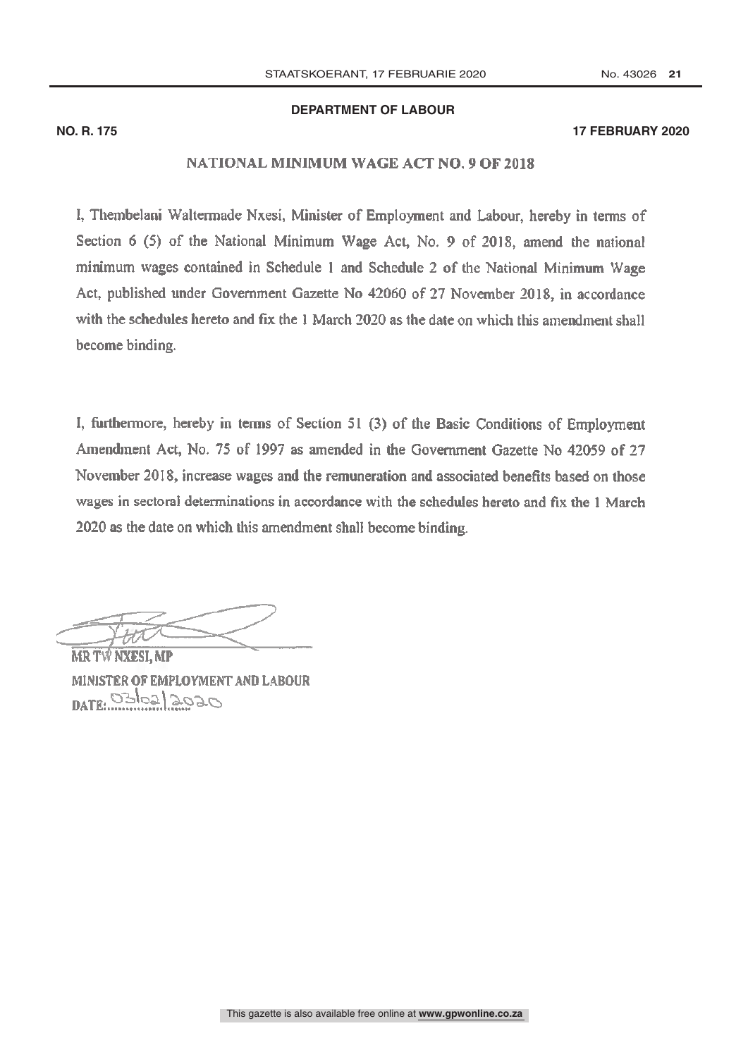**DEPARTMENT OF LABOUR**

**NO. R. 175** **17 FEBRUARY 2020**

## NATIONAL MINIMUM WAGE ACT NO. 9 OF 2018

I, Thembelani Waltermade Nxesi, Minister of Employment and Labour, hereby in terms of Section 6 (5) of the National Minimum Wage Act, No. 9 of 2018, amend the national minimum wages contained in Schedule 1 and Schedule 2 of the National Minimum Wage Act, published under Government Gazette No 42060 of 27 November 2018, in accordance with the schedules hereto and fix the 1 March 2020 as the date on which this amendment shall become binding.

I, furthermore, hereby in terms of Section 51 (3) of the Basic Conditions of Employment Amendment Act, No. 75 of 1997 as amended in the Government Gazette No 42059 of 27 November 2018, increase wages and the remuneration and associated benefits based on those wages in sectoral determinations in accordance with the schedules hereto and fix the 1 March 2020 as the date on which this amendment shall become binding.

MR TW NXESI, MP
MINISTER OF EMPLOYMENT AND LABOUR
DATE: 03/02/2020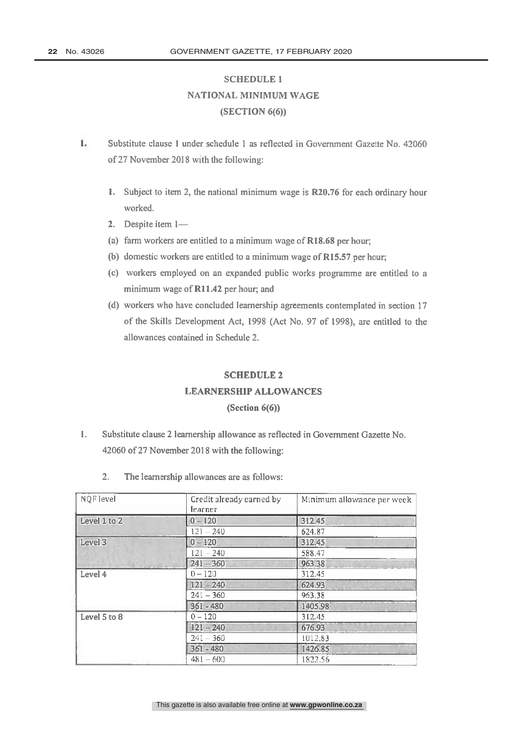## SCHEDULE 1

## NATIONAL MINIMUM WAGE

## (SECTION 6(6))

1. Substitute clause 1 under schedule 1 as reflected in Government Gazette No. 42060 of 27 November 2018 with the following:

   **1.** Subject to item 2, the national minimum wage is **R20.76** for each ordinary hour worked.

   **2.** Despite item 1—

   (a) farm workers are entitled to a minimum wage of **R18.68** per hour;

   (b) domestic workers are entitled to a minimum wage of **R15.57** per hour;

   (c) workers employed on an expanded public works programme are entitled to a minimum wage of **R11.42** per hour; and

   (d) workers who have concluded learnership agreements contemplated in section 17 of the Skills Development Act, 1998 (Act No. 97 of 1998), are entitled to the allowances contained in Schedule 2.

## SCHEDULE 2

## LEARNERSHIP ALLOWANCES

## (Section 6(6))

1. Substitute clause 2 learnership allowance as reflected in Government Gazette No. 42060 of 27 November 2018 with the following:

   2. The learnership allowances are as follows:

| NQF level | Credit already earned by learner | Minimum allowance per week |
|---|---|---|
| Level 1 to 2 | 0 – 120 | 312.45 |
| | 121 – 240 | 624.87 |
| Level 3 | 0 – 120 | 312.45 |
| | 121 – 240 | 588.47 |
| | 241 – 360 | 963.38 |
| Level 4 | 0 – 120 | 312.45 |
| | 121 – 240 | 624.93 |
| | 241 – 360 | 963.38 |
| | 361 - 480 | 1405.98 |
| Level 5 to 8 | 0 – 120 | 312.45 |
| | 121 – 240 | 676.93 |
| | 241 – 360 | 1012.83 |
| | 361 - 480 | 1426.85 |
| | 481 – 600 | 1822.56 |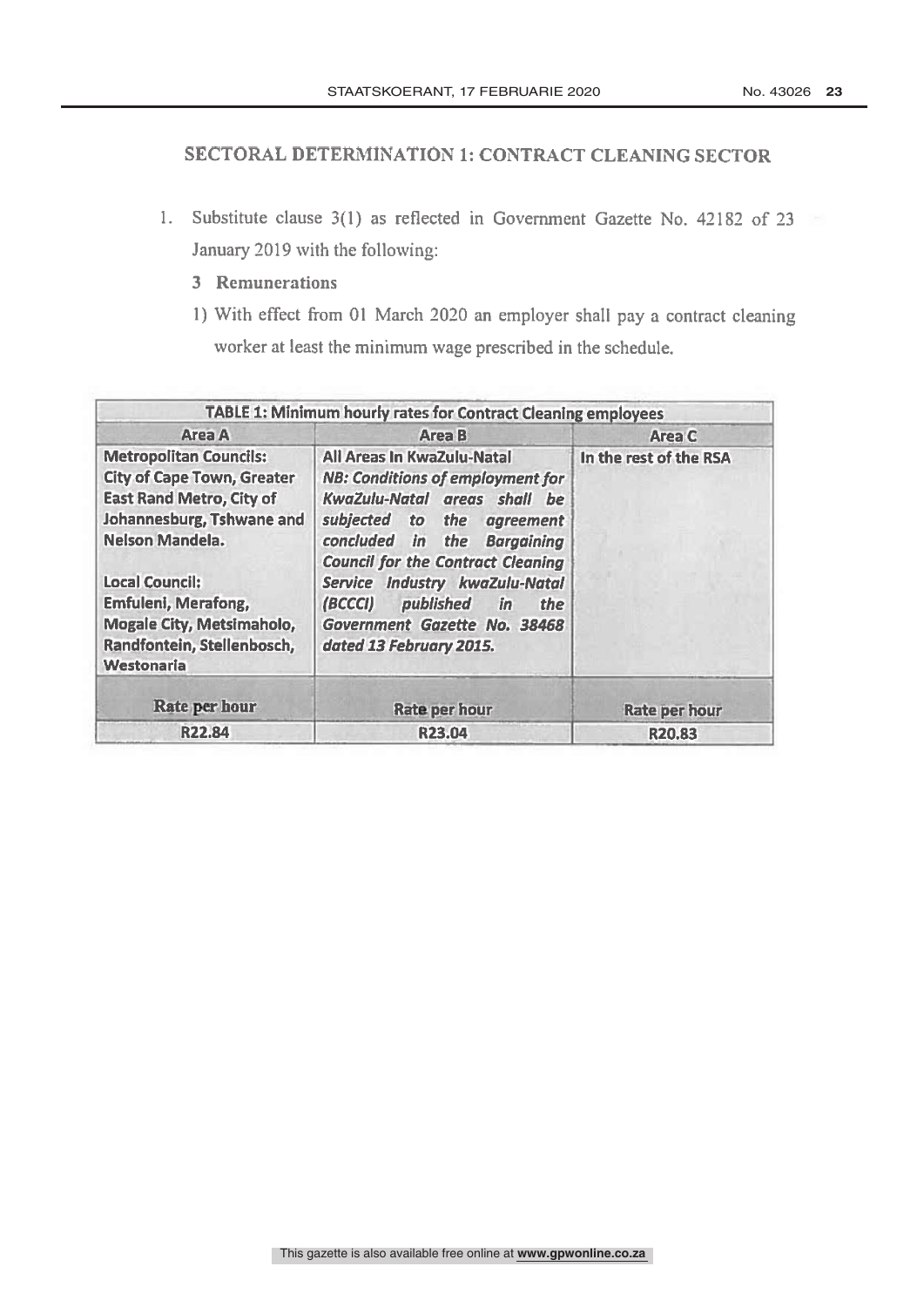## SECTORAL DETERMINATION 1: CONTRACT CLEANING SECTOR

1. Substitute clause 3(1) as reflected in Government Gazette No. 42182 of 23 January 2019 with the following:

   **3 Remunerations**

   1) With effect from 01 March 2020 an employer shall pay a contract cleaning worker at least the minimum wage prescribed in the schedule.

| TABLE 1: Minimum hourly rates for Contract Cleaning employees | | |
|---|---|---|
| **Area A** | **Area B** | **Area C** |
| **Metropolitan Councils:** City of Cape Town, Greater East Rand Metro, City of Johannesburg, Tshwane and Nelson Mandela.<br><br>**Local Council:** Emfuleni, Merafong, Mogale City, Metsimaholo, Randfontein, Stellenbosch, Westonaria | All Areas In KwaZulu-Natal<br>*NB: Conditions of employment for KwaZulu-Natal areas shall be subjected to the agreement concluded in the Bargaining Council for the Contract Cleaning Service Industry kwaZulu-Natal (BCCCI) published in the Government Gazette No. 38468 dated 13 February 2015.* | In the rest of the RSA |
| **Rate per hour** | **Rate per hour** | **Rate per hour** |
| R22.84 | R23.04 | R20.83 |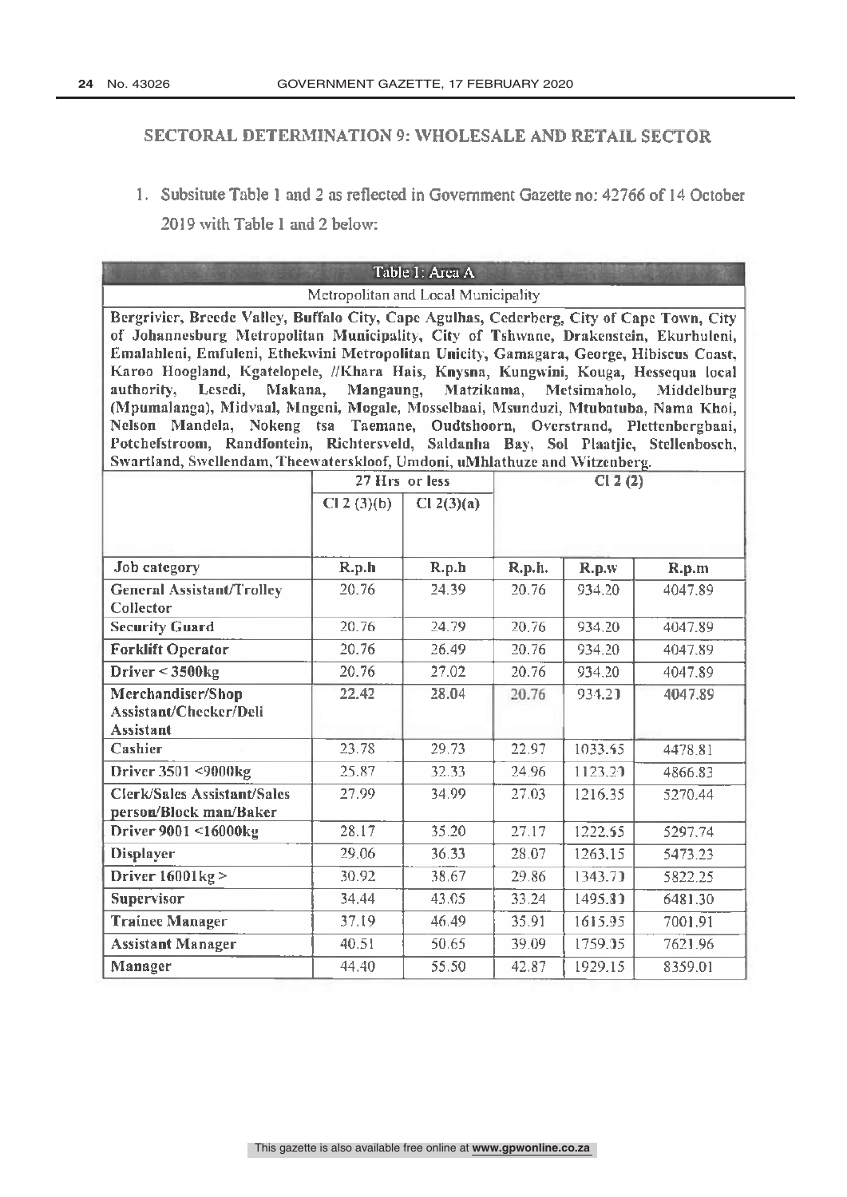## SECTORAL DETERMINATION 9: WHOLESALE AND RETAIL SECTOR

1. Subsitute Table 1 and 2 as reflected in Government Gazette no: 42766 of 14 October 2019 with Table 1 and 2 below:

| Table 1: Area A | | | | | |
|---|---|---|---|---|---|
| Metropolitan and Local Municipality | | | | | |
| **Bergrivier, Breede Valley, Buffalo City, Cape Agulhas, Cederberg, City of Cape Town, City of Johannesburg Metropolitan Municipality, City of Tshwane, Drakenstein, Ekurhuleni, Emalahleni, Emfuleni, Ethekwini Metropolitan Unicity, Gamagara, George, Hibiscus Coast, Karoo Hoogland, Kgatelopele, //Khara Hais, Knysna, Kungwini, Kouga, Hessequa local authority, Lesedi, Makana, Mangaung, Matzikama, Metsimaholo, Middelburg (Mpumalanga), Midvaal, Mngeni, Mogale, Mosselbaai, Msunduzi, Mtubatuba, Nama Khoi, Nelson Mandela, Nokeng tsa Taemane, Oudtshoorn, Overstrand, Plettenbergbaai, Potchefstroom, Randfontein, Richtersveld, Saldanha Bay, Sol Plaatjie, Stellenbosch, Swartland, Swellendam, Theewaterskloof, Umdoni, uMhlathuze and Witzenberg.** | | | | | |
| | 27 Hrs or less | | Cl 2 (2) | | |
| | Cl 2 (3)(b) | Cl 2(3)(a) | | | |
| **Job category** | **R.p.h** | **R.p.h** | **R.p.h.** | **R.p.w** | **R.p.m** |
| **General Assistant/Trolley Collector** | 20.76 | 24.39 | 20.76 | 934.20 | 4047.89 |
| **Security Guard** | 20.76 | 24.79 | 20.76 | 934.20 | 4047.89 |
| **Forklift Operator** | 20.76 | 26.49 | 20.76 | 934.20 | 4047.89 |
| **Driver < 3500kg** | 20.76 | 27.02 | 20.76 | 934.20 | 4047.89 |
| **Merchandiser/Shop Assistant/Checker/Deli Assistant** | 22.42 | 28.04 | 20.76 | 934.20 | 4047.89 |
| **Cashier** | 23.78 | 29.73 | 22.97 | 1033.65 | 4478.81 |
| **Driver 3501 <9000kg** | 25.87 | 32.33 | 24.96 | 1123.20 | 4866.83 |
| **Clerk/Sales Assistant/Sales person/Block man/Baker** | 27.99 | 34.99 | 27.03 | 1216.35 | 5270.44 |
| **Driver 9001 <16000kg** | 28.17 | 35.20 | 27.17 | 1222.65 | 5297.74 |
| **Displayer** | 29.06 | 36.33 | 28.07 | 1263.15 | 5473.23 |
| **Driver 16001kg >** | 30.92 | 38.67 | 29.86 | 1343.70 | 5822.25 |
| **Supervisor** | 34.44 | 43.05 | 33.24 | 1495.80 | 6481.30 |
| **Trainee Manager** | 37.19 | 46.49 | 35.91 | 1615.95 | 7001.91 |
| **Assistant Manager** | 40.51 | 50.65 | 39.09 | 1759.05 | 7621.96 |
| **Manager** | 44.40 | 55.50 | 42.87 | 1929.15 | 8359.01 |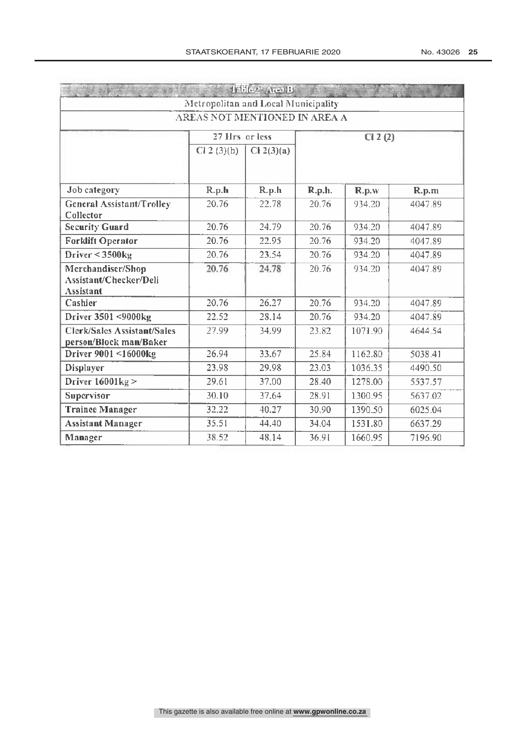| Table 2: Area B | | | | | |
|---|---|---|---|---|---|
| Metropolitan and Local Municipality | | | | | |
| AREAS NOT MENTIONED IN AREA A | | | | | |
| | 27 Hrs or less | | Cl 2 (2) | | |
| | Cl 2 (3)(b) | Cl 2(3)(a) | | | |
| Job category | R.p.h | R.p.h | R.p.h. | R.p.w | R.p.m |
| General Assistant/Trolley Collector | 20.76 | 22.78 | 20.76 | 934.20 | 4047.89 |
| Security Guard | 20.76 | 24.79 | 20.76 | 934.20 | 4047.89 |
| Forklift Operator | 20.76 | 22.95 | 20.76 | 934.20 | 4047.89 |
| Driver < 3500kg | 20.76 | 23.54 | 20.76 | 934.20 | 4047.89 |
| Merchandiser/Shop Assistant/Checker/Deli Assistant | 20.76 | 24.78 | 20.76 | 934.20 | 4047.89 |
| Cashier | 20.76 | 26.27 | 20.76 | 934.20 | 4047.89 |
| Driver 3501 <9000kg | 22.52 | 28.14 | 20.76 | 934.20 | 4047.89 |
| Clerk/Sales Assistant/Sales person/Block man/Baker | 27.99 | 34.99 | 23.82 | 1071.90 | 4644.54 |
| Driver 9001 <16000kg | 26.94 | 33.67 | 25.84 | 1162.80 | 5038.41 |
| Displayer | 23.98 | 29.98 | 23.03 | 1036.35 | 4490.50 |
| Driver 16001kg > | 29.61 | 37.00 | 28.40 | 1278.00 | 5537.57 |
| Supervisor | 30.10 | 37.64 | 28.91 | 1300.95 | 5637.02 |
| Trainee Manager | 32.22 | 40.27 | 30.90 | 1390.50 | 6025.04 |
| Assistant Manager | 35.51 | 44.40 | 34.04 | 1531.80 | 6637.29 |
| Manager | 38.52 | 48.14 | 36.91 | 1660.95 | 7196.90 |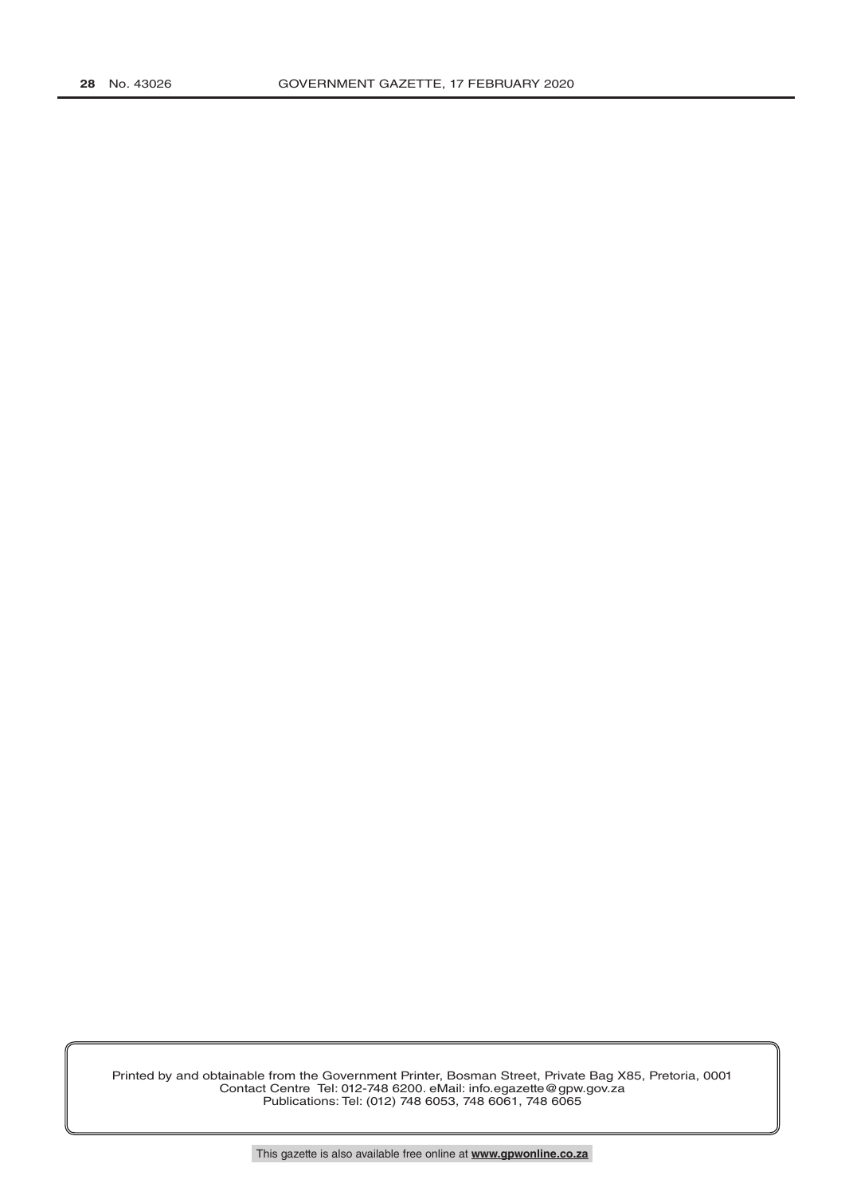Printed by and obtainable from the Government Printer, Bosman Street, Private Bag X85, Pretoria, 0001
Contact Centre Tel: 012-748 6200. eMail: info.egazette@gpw.gov.za
Publications: Tel: (012) 748 6053, 748 6061, 748 6065

This gazette is also available free online at **www.gpwonline.co.za**